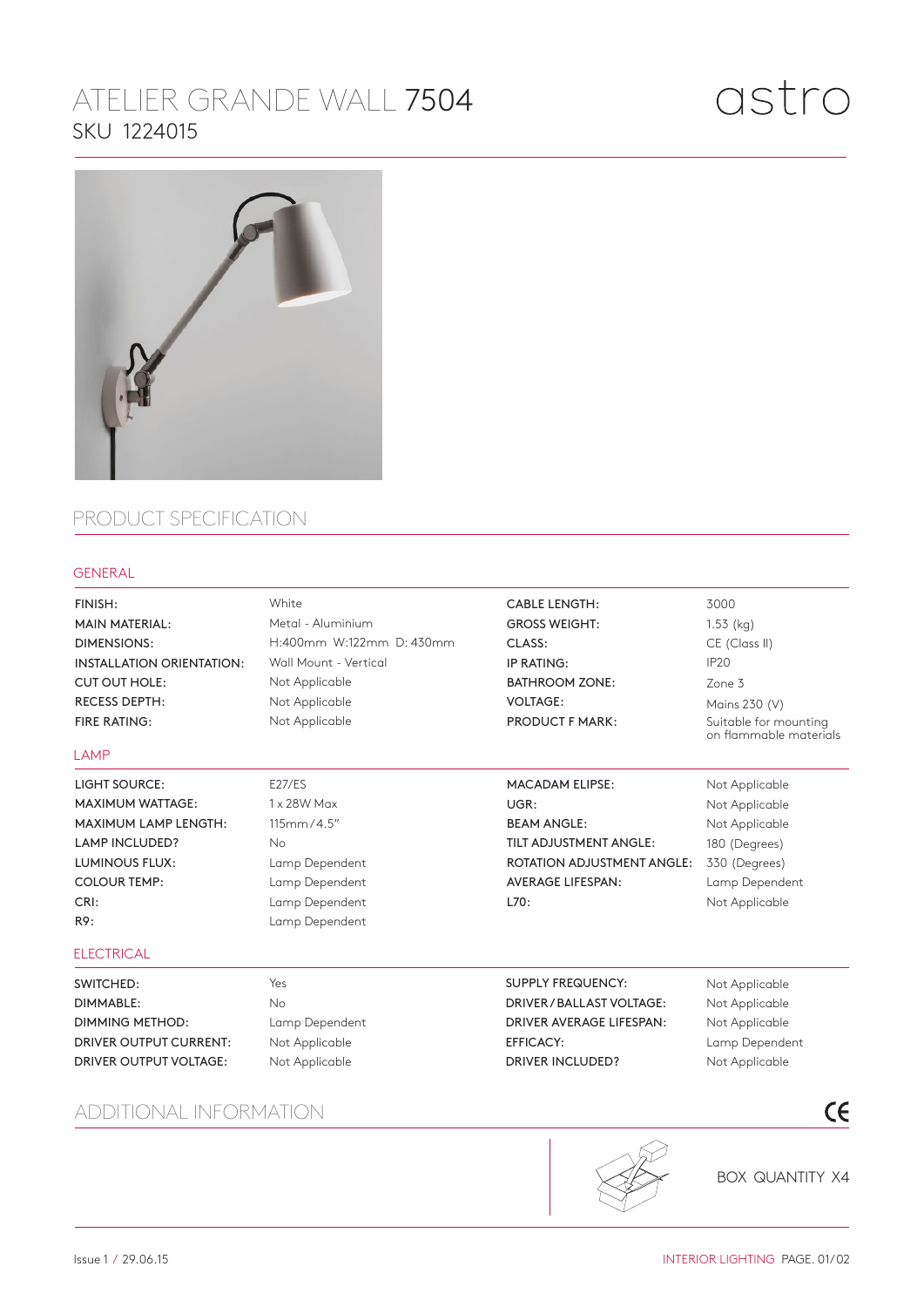# ATELIER GRANDE WALL 7504

SKU 1224015

astro

## PRODUCT SPECIFICATION

### GENERAL

| | | | |
|---|---|---|---|
| FINISH: | White | CABLE LENGTH: | 3000 |
| MAIN MATERIAL: | Metal - Aluminium | GROSS WEIGHT: | 1.53 (kg) |
| DIMENSIONS: | H:400mm W:122mm D: 430mm | CLASS: | CE (Class II) |
| INSTALLATION ORIENTATION: | Wall Mount - Vertical | IP RATING: | IP20 |
| CUT OUT HOLE: | Not Applicable | BATHROOM ZONE: | Zone 3 |
| RECESS DEPTH: | Not Applicable | VOLTAGE: | Mains 230 (V) |
| FIRE RATING: | Not Applicable | PRODUCT F MARK: | Suitable for mounting on flammable materials |

### LAMP

| | | | |
|---|---|---|---|
| LIGHT SOURCE: | E27/ES | MACADAM ELIPSE: | Not Applicable |
| MAXIMUM WATTAGE: | 1 x 28W Max | UGR: | Not Applicable |
| MAXIMUM LAMP LENGTH: | 115mm/4.5" | BEAM ANGLE: | Not Applicable |
| LAMP INCLUDED? | No | TILT ADJUSTMENT ANGLE: | 180 (Degrees) |
| LUMINOUS FLUX: | Lamp Dependent | ROTATION ADJUSTMENT ANGLE: | 330 (Degrees) |
| COLOUR TEMP: | Lamp Dependent | AVERAGE LIFESPAN: | Lamp Dependent |
| CRI: | Lamp Dependent | L70: | Not Applicable |
| R9: | Lamp Dependent | | |

### ELECTRICAL

| | | | |
|---|---|---|---|
| SWITCHED: | Yes | SUPPLY FREQUENCY: | Not Applicable |
| DIMMABLE: | No | DRIVER/BALLAST VOLTAGE: | Not Applicable |
| DIMMING METHOD: | Lamp Dependent | DRIVER AVERAGE LIFESPAN: | Not Applicable |
| DRIVER OUTPUT CURRENT: | Not Applicable | EFFICACY: | Lamp Dependent |
| DRIVER OUTPUT VOLTAGE: | Not Applicable | DRIVER INCLUDED? | Not Applicable |

## ADDITIONAL INFORMATION

CE

BOX QUANTITY X4

Issue 1 / 29.06.15

INTERIOR LIGHTING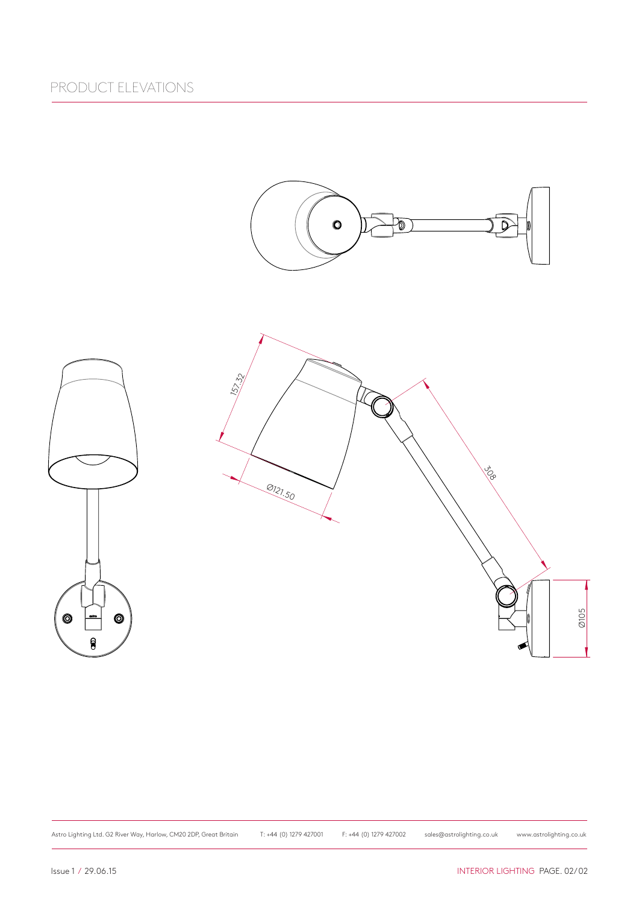# PRODUCT ELEVATIONS

157.32

308

Ø121.50

Ø105

Astro Lighting Ltd. G2 River Way, Harlow, CM20 2DP, Great Britain T: +44 (0) 1279 427001 F: +44 (0) 1279 427002 sales@astrolighting.co.uk www.astrolighting.co.uk

Issue 1 / 29.06.15

INTERIOR LIGHTING